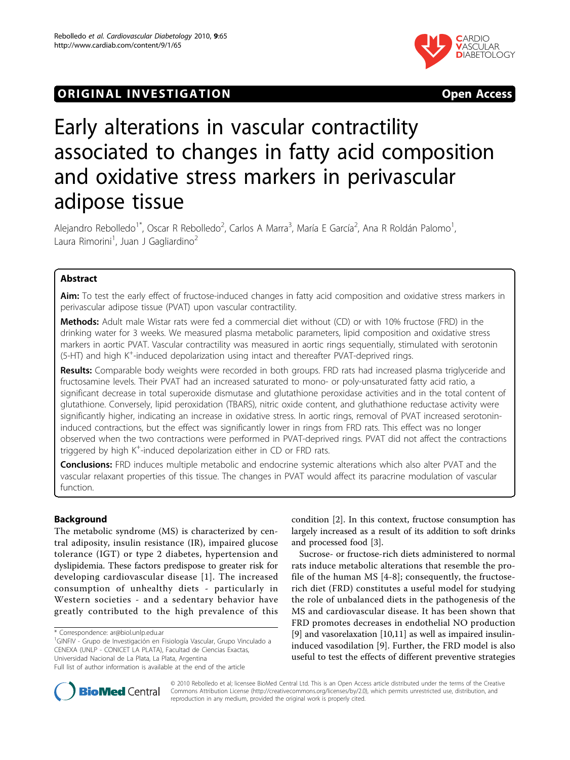ORIGINAL INVESTIGATION Open Access

# Early alterations in vascular contractility associated to changes in fatty acid composition and oxidative stress markers in perivascular adipose tissue

Alejandro Rebolledo[1*], Oscar R Rebolledo[2], Carlos A Marra[3], María E García[2], Ana R Roldán Palomo[1], Laura Rimorini[1], Juan J Gagliardino[2]

## Abstract

**Aim:** To test the early effect of fructose-induced changes in fatty acid composition and oxidative stress markers in perivascular adipose tissue (PVAT) upon vascular contractility.

**Methods:** Adult male Wistar rats were fed a commercial diet without (CD) or with 10% fructose (FRD) in the drinking water for 3 weeks. We measured plasma metabolic parameters, lipid composition and oxidative stress markers in aortic PVAT. Vascular contractility was measured in aortic rings sequentially, stimulated with serotonin (5-HT) and high $K^+$-induced depolarization using intact and thereafter PVAT-deprived rings.

**Results:** Comparable body weights were recorded in both groups. FRD rats had increased plasma triglyceride and fructosamine levels. Their PVAT had an increased saturated to mono- or poly-unsaturated fatty acid ratio, a significant decrease in total superoxide dismutase and glutathione peroxidase activities and in the total content of glutathione. Conversely, lipid peroxidation (TBARS), nitric oxide content, and gluthathione reductase activity were significantly higher, indicating an increase in oxidative stress. In aortic rings, removal of PVAT increased serotonin-induced contractions, but the effect was significantly lower in rings from FRD rats. This effect was no longer observed when the two contractions were performed in PVAT-deprived rings. PVAT did not affect the contractions triggered by high $K^+$-induced depolarization either in CD or FRD rats.

**Conclusions:** FRD induces multiple metabolic and endocrine systemic alterations which also alter PVAT and the vascular relaxant properties of this tissue. The changes in PVAT would affect its paracrine modulation of vascular function.

## Background

The metabolic syndrome (MS) is characterized by central adiposity, insulin resistance (IR), impaired glucose tolerance (IGT) or type 2 diabetes, hypertension and dyslipidemia. These factors predispose to greater risk for developing cardiovascular disease [1]. The increased consumption of unhealthy diets - particularly in Western societies - and a sedentary behavior have greatly contributed to the high prevalence of this condition [2]. In this context, fructose consumption has largely increased as a result of its addition to soft drinks and processed food [3].

Sucrose- or fructose-rich diets administered to normal rats induce metabolic alterations that resemble the profile of the human MS [4-8]; consequently, the fructose-rich diet (FRD) constitutes a useful model for studying the role of unbalanced diets in the pathogenesis of the MS and cardiovascular disease. It has been shown that FRD promotes decreases in endothelial NO production [9] and vasorelaxation [10,11] as well as impaired insulin-induced vasodilation [9]. Further, the FRD model is also useful to test the effects of different preventive strategies

\* Correspondence: ar@biol.unlp.edu.ar

[1]GINFIV - Grupo de Investigación en Fisiología Vascular, Grupo Vinculado a CENEXA (UNLP - CONICET LA PLATA), Facultad de Ciencias Exactas, Universidad Nacional de La Plata, La Plata, Argentina

Full list of author information is available at the end of the article

© 2010 Rebolledo et al; licensee BioMed Central Ltd. This is an Open Access article distributed under the terms of the Creative Commons Attribution License (http://creativecommons.org/licenses/by/2.0), which permits unrestricted use, distribution, and reproduction in any medium, provided the original work is properly cited.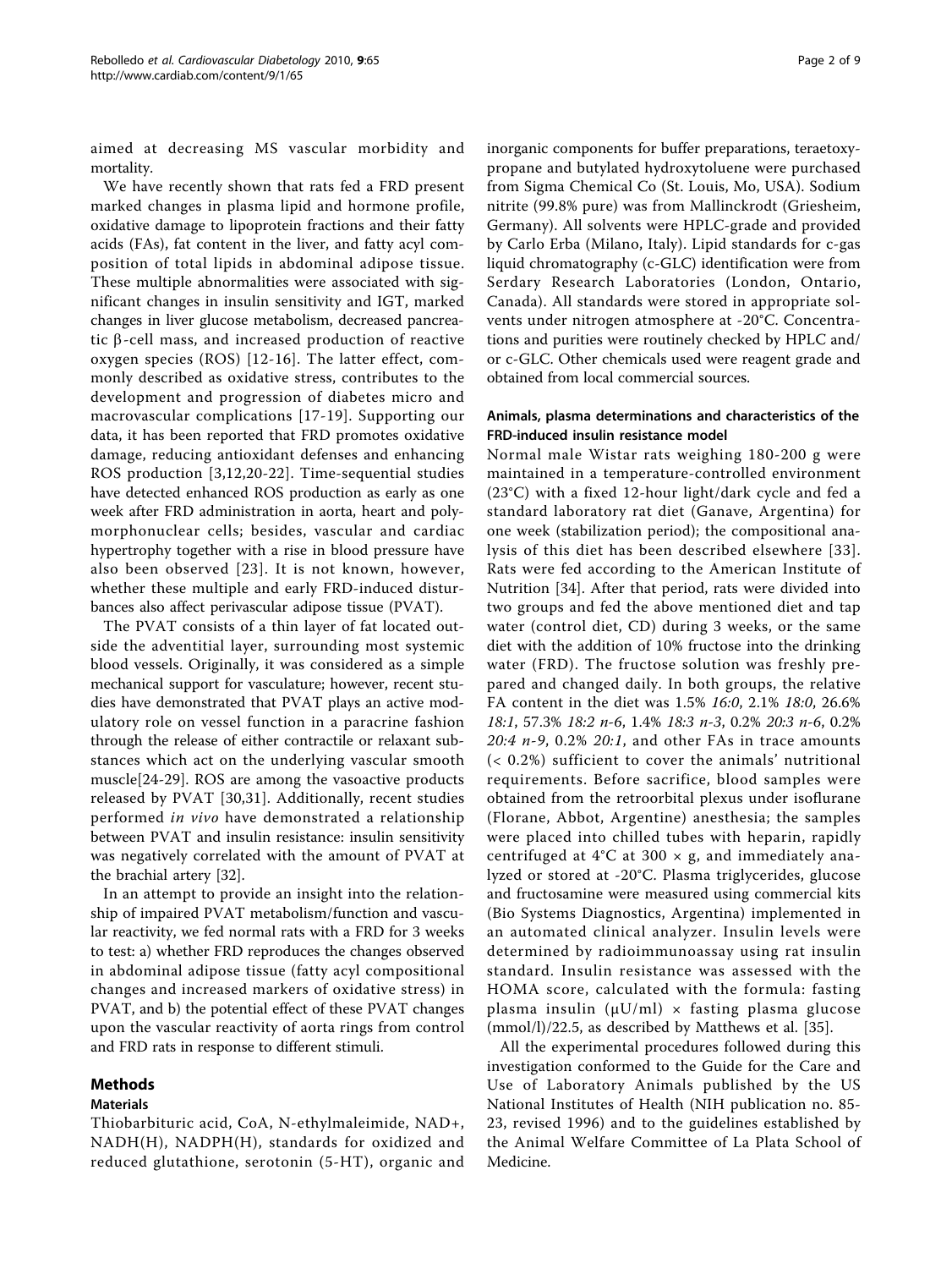aimed at decreasing MS vascular morbidity and mortality.

We have recently shown that rats fed a FRD present marked changes in plasma lipid and hormone profile, oxidative damage to lipoprotein fractions and their fatty acids (FAs), fat content in the liver, and fatty acyl composition of total lipids in abdominal adipose tissue. These multiple abnormalities were associated with significant changes in insulin sensitivity and IGT, marked changes in liver glucose metabolism, decreased pancreatic β-cell mass, and increased production of reactive oxygen species (ROS) [12-16]. The latter effect, commonly described as oxidative stress, contributes to the development and progression of diabetes micro and macrovascular complications [17-19]. Supporting our data, it has been reported that FRD promotes oxidative damage, reducing antioxidant defenses and enhancing ROS production [3,12,20-22]. Time-sequential studies have detected enhanced ROS production as early as one week after FRD administration in aorta, heart and polymorphonuclear cells; besides, vascular and cardiac hypertrophy together with a rise in blood pressure have also been observed [23]. It is not known, however, whether these multiple and early FRD-induced disturbances also affect perivascular adipose tissue (PVAT).

The PVAT consists of a thin layer of fat located outside the adventitial layer, surrounding most systemic blood vessels. Originally, it was considered as a simple mechanical support for vasculature; however, recent studies have demonstrated that PVAT plays an active modulatory role on vessel function in a paracrine fashion through the release of either contractile or relaxant substances which act on the underlying vascular smooth muscle[24-29]. ROS are among the vasoactive products released by PVAT [30,31]. Additionally, recent studies performed *in vivo* have demonstrated a relationship between PVAT and insulin resistance: insulin sensitivity was negatively correlated with the amount of PVAT at the brachial artery [32].

In an attempt to provide an insight into the relationship of impaired PVAT metabolism/function and vascular reactivity, we fed normal rats with a FRD for 3 weeks to test: a) whether FRD reproduces the changes observed in abdominal adipose tissue (fatty acyl compositional changes and increased markers of oxidative stress) in PVAT, and b) the potential effect of these PVAT changes upon the vascular reactivity of aorta rings from control and FRD rats in response to different stimuli.

## Methods

### Materials

Thiobarbituric acid, CoA, N-ethylmaleimide, NAD+, NADH(H), NADPH(H), standards for oxidized and reduced glutathione, serotonin (5-HT), organic and inorganic components for buffer preparations, teraetoxypropane and butylated hydroxytoluene were purchased from Sigma Chemical Co (St. Louis, Mo, USA). Sodium nitrite (99.8% pure) was from Mallinckrodt (Griesheim, Germany). All solvents were HPLC-grade and provided by Carlo Erba (Milano, Italy). Lipid standards for c-gas liquid chromatography (c-GLC) identification were from Serdary Research Laboratories (London, Ontario, Canada). All standards were stored in appropriate solvents under nitrogen atmosphere at -20°C. Concentrations and purities were routinely checked by HPLC and/or c-GLC. Other chemicals used were reagent grade and obtained from local commercial sources.

### Animals, plasma determinations and characteristics of the FRD-induced insulin resistance model

Normal male Wistar rats weighing 180-200 g were maintained in a temperature-controlled environment (23°C) with a fixed 12-hour light/dark cycle and fed a standard laboratory rat diet (Ganave, Argentina) for one week (stabilization period); the compositional analysis of this diet has been described elsewhere [33]. Rats were fed according to the American Institute of Nutrition [34]. After that period, rats were divided into two groups and fed the above mentioned diet and tap water (control diet, CD) during 3 weeks, or the same diet with the addition of 10% fructose into the drinking water (FRD). The fructose solution was freshly prepared and changed daily. In both groups, the relative FA content in the diet was 1.5% *16:0*, 2.1% *18:0*, 26.6% *18:1*, 57.3% *18:2 n-6*, 1.4% *18:3 n-3*, 0.2% *20:3 n-6*, 0.2% *20:4 n-9*, 0.2% *20:1*, and other FAs in trace amounts (< 0.2%) sufficient to cover the animals' nutritional requirements. Before sacrifice, blood samples were obtained from the retroorbital plexus under isoflurane (Florane, Abbot, Argentine) anesthesia; the samples were placed into chilled tubes with heparin, rapidly centrifuged at 4°C at 300 × g, and immediately analyzed or stored at -20°C. Plasma triglycerides, glucose and fructosamine were measured using commercial kits (Bio Systems Diagnostics, Argentina) implemented in an automated clinical analyzer. Insulin levels were determined by radioimmunoassay using rat insulin standard. Insulin resistance was assessed with the HOMA score, calculated with the formula: fasting plasma insulin (μU/ml) × fasting plasma glucose (mmol/l)/22.5, as described by Matthews et al. [35].

All the experimental procedures followed during this investigation conformed to the Guide for the Care and Use of Laboratory Animals published by the US National Institutes of Health (NIH publication no. 85-23, revised 1996) and to the guidelines established by the Animal Welfare Committee of La Plata School of Medicine.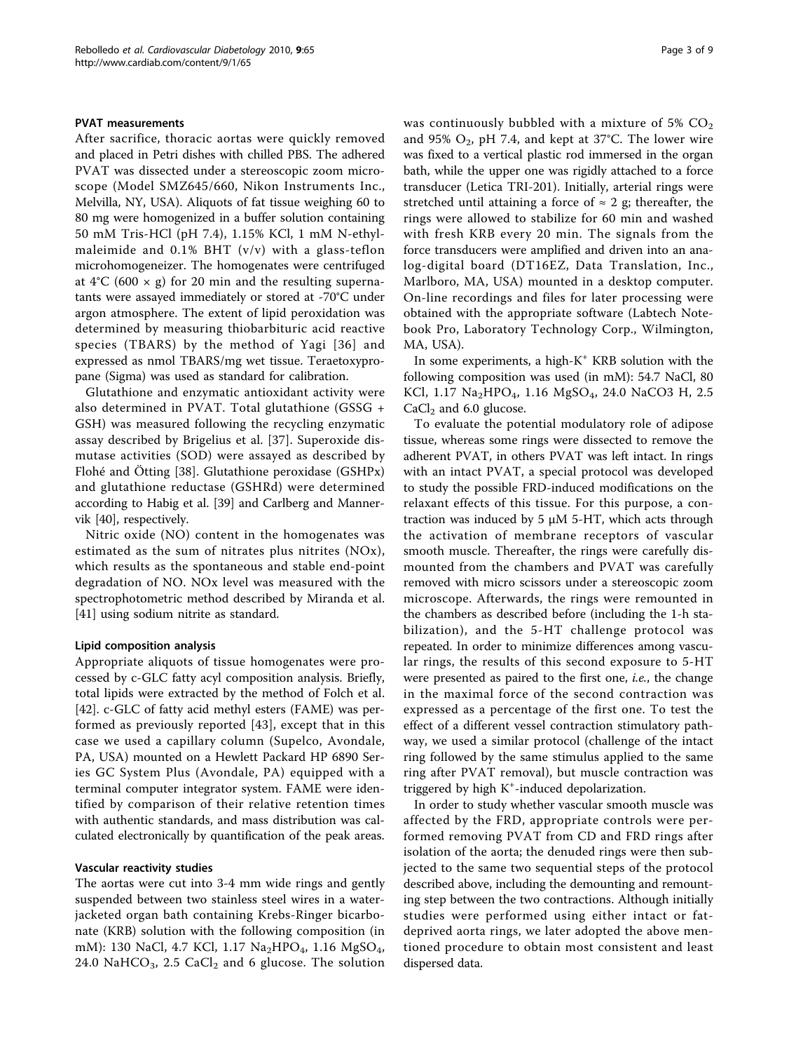### PVAT measurements

After sacrifice, thoracic aortas were quickly removed and placed in Petri dishes with chilled PBS. The adhered PVAT was dissected under a stereoscopic zoom microscope (Model SMZ645/660, Nikon Instruments Inc., Melvilla, NY, USA). Aliquots of fat tissue weighing 60 to 80 mg were homogenized in a buffer solution containing 50 mM Tris-HCl (pH 7.4), 1.15% KCl, 1 mM N-ethylmaleimide and 0.1% BHT (v/v) with a glass-teflon microhomogeneizer. The homogenates were centrifuged at 4°C (600 × g) for 20 min and the resulting supernatants were assayed immediately or stored at -70°C under argon atmosphere. The extent of lipid peroxidation was determined by measuring thiobarbituric acid reactive species (TBARS) by the method of Yagi [36] and expressed as nmol TBARS/mg wet tissue. Teraetoxypropane (Sigma) was used as standard for calibration.

Glutathione and enzymatic antioxidant activity were also determined in PVAT. Total glutathione (GSSG + GSH) was measured following the recycling enzymatic assay described by Brigelius et al. [37]. Superoxide dismutase activities (SOD) were assayed as described by Flohé and Ötting [38]. Glutathione peroxidase (GSHPx) and glutathione reductase (GSHRd) were determined according to Habig et al. [39] and Carlberg and Mannervik [40], respectively.

Nitric oxide (NO) content in the homogenates was estimated as the sum of nitrates plus nitrites (NOx), which results as the spontaneous and stable end-point degradation of NO. NOx level was measured with the spectrophotometric method described by Miranda et al. [41] using sodium nitrite as standard.

### Lipid composition analysis

Appropriate aliquots of tissue homogenates were processed by c-GLC fatty acyl composition analysis. Briefly, total lipids were extracted by the method of Folch et al. [42]. c-GLC of fatty acid methyl esters (FAME) was performed as previously reported [43], except that in this case we used a capillary column (Supelco, Avondale, PA, USA) mounted on a Hewlett Packard HP 6890 Series GC System Plus (Avondale, PA) equipped with a terminal computer integrator system. FAME were identified by comparison of their relative retention times with authentic standards, and mass distribution was calculated electronically by quantification of the peak areas.

### Vascular reactivity studies

The aortas were cut into 3-4 mm wide rings and gently suspended between two stainless steel wires in a water-jacketed organ bath containing Krebs-Ringer bicarbonate (KRB) solution with the following composition (in mM): 130 NaCl, 4.7 KCl, 1.17 $Na_2HPO_4$, 1.16 $MgSO_4$, 24.0 $NaHCO_3$, 2.5 $CaCl_2$ and 6 glucose. The solution was continuously bubbled with a mixture of 5% $CO_2$ and 95% $O_2$, pH 7.4, and kept at 37°C. The lower wire was fixed to a vertical plastic rod immersed in the organ bath, while the upper one was rigidly attached to a force transducer (Letica TRI-201). Initially, arterial rings were stretched until attaining a force of ≈ 2 g; thereafter, the rings were allowed to stabilize for 60 min and washed with fresh KRB every 20 min. The signals from the force transducers were amplified and driven into an analog-digital board (DT16EZ, Data Translation, Inc., Marlboro, MA, USA) mounted in a desktop computer. On-line recordings and files for later processing were obtained with the appropriate software (Labtech Notebook Pro, Laboratory Technology Corp., Wilmington, MA, USA).

In some experiments, a high-$K^+$ KRB solution with the following composition was used (in mM): 54.7 NaCl, 80 KCl, 1.17 $Na_2HPO_4$, 1.16 $MgSO_4$, 24.0 NaCO3 H, 2.5 $CaCl_2$ and 6.0 glucose.

To evaluate the potential modulatory role of adipose tissue, whereas some rings were dissected to remove the adherent PVAT, in others PVAT was left intact. In rings with an intact PVAT, a special protocol was developed to study the possible FRD-induced modifications on the relaxant effects of this tissue. For this purpose, a contraction was induced by 5 μM 5-HT, which acts through the activation of membrane receptors of vascular smooth muscle. Thereafter, the rings were carefully dismounted from the chambers and PVAT was carefully removed with micro scissors under a stereoscopic zoom microscope. Afterwards, the rings were remounted in the chambers as described before (including the 1-h stabilization), and the 5-HT challenge protocol was repeated. In order to minimize differences among vascular rings, the results of this second exposure to 5-HT were presented as paired to the first one, *i.e.*, the change in the maximal force of the second contraction was expressed as a percentage of the first one. To test the effect of a different vessel contraction stimulatory pathway, we used a similar protocol (challenge of the intact ring followed by the same stimulus applied to the same ring after PVAT removal), but muscle contraction was triggered by high $K^+$-induced depolarization.

In order to study whether vascular smooth muscle was affected by the FRD, appropriate controls were performed removing PVAT from CD and FRD rings after isolation of the aorta; the denuded rings were then subjected to the same two sequential steps of the protocol described above, including the demounting and remounting step between the two contractions. Although initially studies were performed using either intact or fat-deprived aorta rings, we later adopted the above mentioned procedure to obtain most consistent and least dispersed data.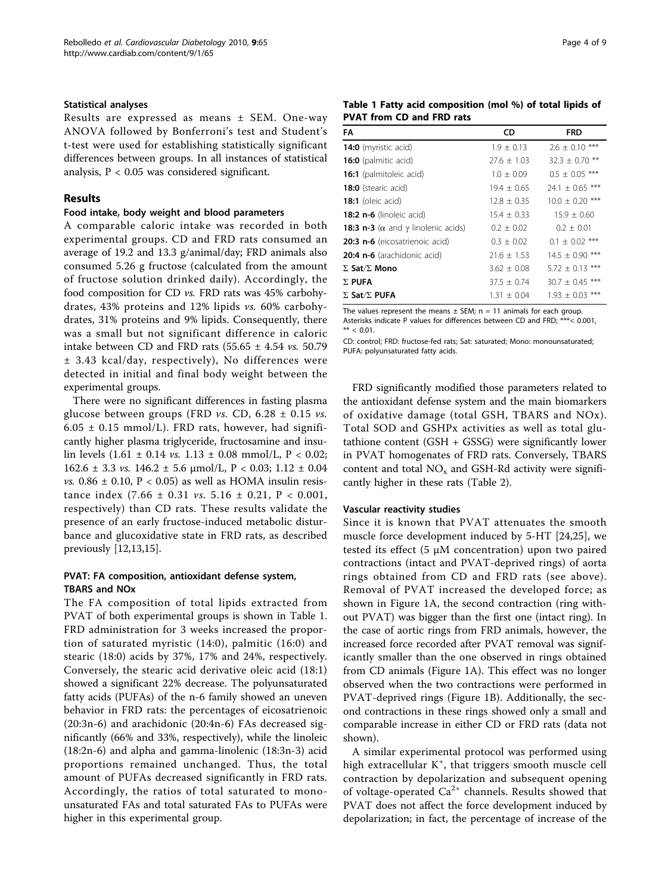#### Statistical analyses

Results are expressed as means ± SEM. One-way ANOVA followed by Bonferroni's test and Student's t-test were used for establishing statistically significant differences between groups. In all instances of statistical analysis, $P < 0.05$ was considered significant.

## Results

#### Food intake, body weight and blood parameters

A comparable caloric intake was recorded in both experimental groups. CD and FRD rats consumed an average of 19.2 and 13.3 g/animal/day; FRD animals also consumed 5.26 g fructose (calculated from the amount of fructose solution drinked daily). Accordingly, the food composition for CD *vs.* FRD rats was 45% carbohydrates, 43% proteins and 12% lipids *vs.* 60% carbohydrates, 31% proteins and 9% lipids. Consequently, there was a small but not significant difference in caloric intake between CD and FRD rats (55.65 ± 4.54 *vs.* 50.79 ± 3.43 kcal/day, respectively), No differences were detected in initial and final body weight between the experimental groups.

There were no significant differences in fasting plasma glucose between groups (FRD *vs.* CD, 6.28 ± 0.15 *vs.* 6.05 ± 0.15 mmol/L). FRD rats, however, had significantly higher plasma triglyceride, fructosamine and insulin levels (1.61 ± 0.14 *vs.* 1.13 ± 0.08 mmol/L, $P < 0.02$; 162.6 ± 3.3 *vs.* 146.2 ± 5.6 μmol/L, $P < 0.03$; 1.12 ± 0.04 *vs.* 0.86 ± 0.10, $P < 0.05$) as well as HOMA insulin resistance index (7.66 ± 0.31 *vs.* 5.16 ± 0.21, $P < 0.001$, respectively) than CD rats. These results validate the presence of an early fructose-induced metabolic disturbance and glucoxidative state in FRD rats, as described previously [12,13,15].

#### PVAT: FA composition, antioxidant defense system, TBARS and NOx

The FA composition of total lipids extracted from PVAT of both experimental groups is shown in Table 1. FRD administration for 3 weeks increased the proportion of saturated myristic (14:0), palmitic (16:0) and stearic (18:0) acids by 37%, 17% and 24%, respectively. Conversely, the stearic acid derivative oleic acid (18:1) showed a significant 22% decrease. The polyunsaturated fatty acids (PUFAs) of the n-6 family showed an uneven behavior in FRD rats: the percentages of eicosatrienoic (20:3n-6) and arachidonic (20:4n-6) FAs decreased significantly (66% and 33%, respectively), while the linoleic (18:2n-6) and alpha and gamma-linolenic (18:3n-3) acid proportions remained unchanged. Thus, the total amount of PUFAs decreased significantly in FRD rats. Accordingly, the ratios of total saturated to monounsaturated FAs and total saturated FAs to PUFAs were higher in this experimental group.

**Table 1 Fatty acid composition (mol %) of total lipids of PVAT from CD and FRD rats**

| FA | CD | FRD |
|---|---|---|
| **14:0** (myristic acid) | 1.9 ± 0.13 | 2.6 ± 0.10 *** |
| **16:0** (palmitic acid) | 27.6 ± 1.03 | 32.3 ± 0.70 ** |
| **16:1** (palmitoleic acid) | 1.0 ± 0.09 | 0.5 ± 0.05 *** |
| **18:0** (stearic acid) | 19.4 ± 0.65 | 24.1 ± 0.65 *** |
| **18:1** (oleic acid) | 12.8 ± 0.35 | 10.0 ± 0.20 *** |
| **18:2 n-6** (linoleic acid) | 15.4 ± 0.33 | 15.9 ± 0.60 |
| **18:3 n-3** (α and γ linolenic acids) | 0.2 ± 0.02 | 0.2 ± 0.01 |
| **20:3 n-6** (eicosatrienoic acid) | 0.3 ± 0.02 | 0.1 ± 0.02 *** |
| **20:4 n-6** (arachidonic acid) | 21.6 ± 1.53 | 14.5 ± 0.90 *** |
| **Σ Sat/Σ Mono** | 3.62 ± 0.08 | 5.72 ± 0.13 *** |
| **Σ PUFA** | 37.5 ± 0.74 | 30.7 ± 0.45 *** |
| **Σ Sat/Σ PUFA** | 1.31 ± 0.04 | 1.93 ± 0.03 *** |

The values represent the means ± SEM; n = 11 animals for each group. Asterisks indicate P values for differences between CD and FRD; ***< 0.001, ** < 0.01.

CD: control; FRD: fructose-fed rats; Sat: saturated; Mono: monounsaturated; PUFA: polyunsaturated fatty acids.

FRD significantly modified those parameters related to the antioxidant defense system and the main biomarkers of oxidative damage (total GSH, TBARS and NOx). Total SOD and GSHPx activities as well as total glutathione content (GSH + GSSG) were significantly lower in PVAT homogenates of FRD rats. Conversely, TBARS content and total $NO_x$ and GSH-Rd activity were significantly higher in these rats (Table 2).

#### Vascular reactivity studies

Since it is known that PVAT attenuates the smooth muscle force development induced by 5-HT [24,25], we tested its effect (5 μM concentration) upon two paired contractions (intact and PVAT-deprived rings) of aorta rings obtained from CD and FRD rats (see above). Removal of PVAT increased the developed force; as shown in Figure 1A, the second contraction (ring without PVAT) was bigger than the first one (intact ring). In the case of aortic rings from FRD animals, however, the increased force recorded after PVAT removal was significantly smaller than the one observed in rings obtained from CD animals (Figure 1A). This effect was no longer observed when the two contractions were performed in PVAT-deprived rings (Figure 1B). Additionally, the second contractions in these rings showed only a small and comparable increase in either CD or FRD rats (data not shown).

A similar experimental protocol was performed using high extracellular $K^+$, that triggers smooth muscle cell contraction by depolarization and subsequent opening of voltage-operated $Ca^{2+}$ channels. Results showed that PVAT does not affect the force development induced by depolarization; in fact, the percentage of increase of the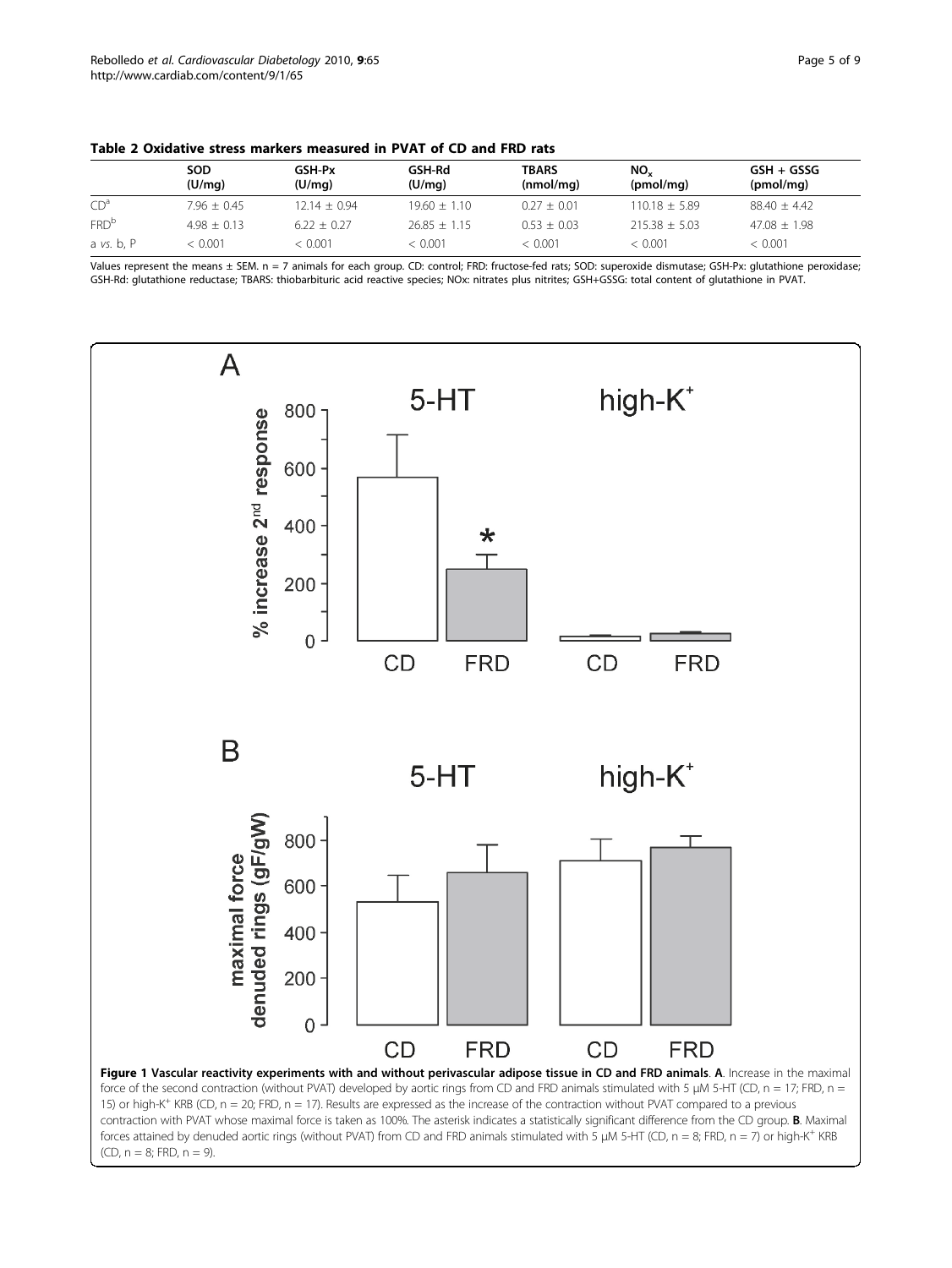**Table 2 Oxidative stress markers measured in PVAT of CD and FRD rats**

| | SOD (U/mg) | GSH-Px (U/mg) | GSH-Rd (U/mg) | TBARS (nmol/mg) | $NO_x$ (pmol/mg) | GSH + GSSG (pmol/mg) |
|---|---|---|---|---|---|---|
| CD[a] | 7.96 ± 0.45 | 12.14 ± 0.94 | 19.60 ± 1.10 | 0.27 ± 0.01 | 110.18 ± 5.89 | 88.40 ± 4.42 |
| FRD[b] | 4.98 ± 0.13 | 6.22 ± 0.27 | 26.85 ± 1.15 | 0.53 ± 0.03 | 215.38 ± 5.03 | 47.08 ± 1.98 |
| a *vs.* b, P | < 0.001 | < 0.001 | < 0.001 | < 0.001 | < 0.001 | < 0.001 |

Values represent the means ± SEM. n = 7 animals for each group. CD: control; FRD: fructose-fed rats; SOD: superoxide dismutase; GSH-Px: glutathione peroxidase; GSH-Rd: glutathione reductase; TBARS: thiobarbituric acid reactive species; NOx: nitrates plus nitrites; GSH+GSSG: total content of glutathione in PVAT.

**Figure 1 Vascular reactivity experiments with and without perivascular adipose tissue in CD and FRD animals**. **A**. Increase in the maximal force of the second contraction (without PVAT) developed by aortic rings from CD and FRD animals stimulated with 5 μM 5-HT (CD, n = 17; FRD, n = 15) or high-$K^+$ KRB (CD, n = 20; FRD, n = 17). Results are expressed as the increase of the contraction without PVAT compared to a previous contraction with PVAT whose maximal force is taken as 100%. The asterisk indicates a statistically significant difference from the CD group. **B**. Maximal forces attained by denuded aortic rings (without PVAT) from CD and FRD animals stimulated with 5 μM 5-HT (CD, n = 8; FRD, n = 7) or high-$K^+$ KRB (CD, n = 8; FRD, n = 9).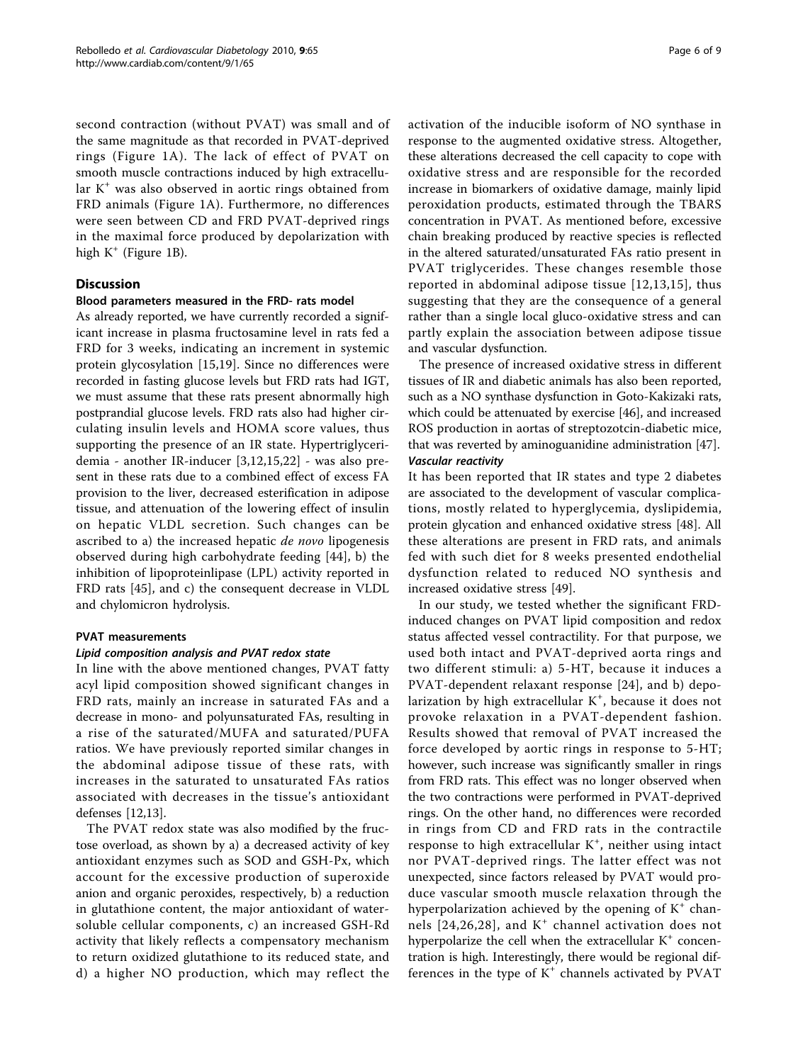second contraction (without PVAT) was small and of the same magnitude as that recorded in PVAT-deprived rings (Figure 1A). The lack of effect of PVAT on smooth muscle contractions induced by high extracellular $K^+$ was also observed in aortic rings obtained from FRD animals (Figure 1A). Furthermore, no differences were seen between CD and FRD PVAT-deprived rings in the maximal force produced by depolarization with high $K^+$ (Figure 1B).

## Discussion

### Blood parameters measured in the FRD- rats model

As already reported, we have currently recorded a significant increase in plasma fructosamine level in rats fed a FRD for 3 weeks, indicating an increment in systemic protein glycosylation [15,19]. Since no differences were recorded in fasting glucose levels but FRD rats had IGT, we must assume that these rats present abnormally high postprandial glucose levels. FRD rats also had higher circulating insulin levels and HOMA score values, thus supporting the presence of an IR state. Hypertriglyceridemia - another IR-inducer [3,12,15,22] - was also present in these rats due to a combined effect of excess FA provision to the liver, decreased esterification in adipose tissue, and attenuation of the lowering effect of insulin on hepatic VLDL secretion. Such changes can be ascribed to a) the increased hepatic *de novo* lipogenesis observed during high carbohydrate feeding [44], b) the inhibition of lipoproteinlipase (LPL) activity reported in FRD rats [45], and c) the consequent decrease in VLDL and chylomicron hydrolysis.

### PVAT measurements

#### Lipid composition analysis and PVAT redox state

In line with the above mentioned changes, PVAT fatty acyl lipid composition showed significant changes in FRD rats, mainly an increase in saturated FAs and a decrease in mono- and polyunsaturated FAs, resulting in a rise of the saturated/MUFA and saturated/PUFA ratios. We have previously reported similar changes in the abdominal adipose tissue of these rats, with increases in the saturated to unsaturated FAs ratios associated with decreases in the tissue's antioxidant defenses [12,13].

The PVAT redox state was also modified by the fructose overload, as shown by a) a decreased activity of key antioxidant enzymes such as SOD and GSH-Px, which account for the excessive production of superoxide anion and organic peroxides, respectively, b) a reduction in glutathione content, the major antioxidant of water-soluble cellular components, c) an increased GSH-Rd activity that likely reflects a compensatory mechanism to return oxidized glutathione to its reduced state, and d) a higher NO production, which may reflect the activation of the inducible isoform of NO synthase in response to the augmented oxidative stress. Altogether, these alterations decreased the cell capacity to cope with oxidative stress and are responsible for the recorded increase in biomarkers of oxidative damage, mainly lipid peroxidation products, estimated through the TBARS concentration in PVAT. As mentioned before, excessive chain breaking produced by reactive species is reflected in the altered saturated/unsaturated FAs ratio present in PVAT triglycerides. These changes resemble those reported in abdominal adipose tissue [12,13,15], thus suggesting that they are the consequence of a general rather than a single local gluco-oxidative stress and can partly explain the association between adipose tissue and vascular dysfunction.

The presence of increased oxidative stress in different tissues of IR and diabetic animals has also been reported, such as a NO synthase dysfunction in Goto-Kakizaki rats, which could be attenuated by exercise [46], and increased ROS production in aortas of streptozotcin-diabetic mice, that was reverted by aminoguanidine administration [47].

#### Vascular reactivity

It has been reported that IR states and type 2 diabetes are associated to the development of vascular complications, mostly related to hyperglycemia, dyslipidemia, protein glycation and enhanced oxidative stress [48]. All these alterations are present in FRD rats, and animals fed with such diet for 8 weeks presented endothelial dysfunction related to reduced NO synthesis and increased oxidative stress [49].

In our study, we tested whether the significant FRD-induced changes on PVAT lipid composition and redox status affected vessel contractility. For that purpose, we used both intact and PVAT-deprived aorta rings and two different stimuli: a) 5-HT, because it induces a PVAT-dependent relaxant response [24], and b) depolarization by high extracellular $K^+$, because it does not provoke relaxation in a PVAT-dependent fashion. Results showed that removal of PVAT increased the force developed by aortic rings in response to 5-HT; however, such increase was significantly smaller in rings from FRD rats. This effect was no longer observed when the two contractions were performed in PVAT-deprived rings. On the other hand, no differences were recorded in rings from CD and FRD rats in the contractile response to high extracellular $K^+$, neither using intact nor PVAT-deprived rings. The latter effect was not unexpected, since factors released by PVAT would produce vascular smooth muscle relaxation through the hyperpolarization achieved by the opening of $K^+$ channels [24,26,28], and $K^+$ channel activation does not hyperpolarize the cell when the extracellular $K^+$ concentration is high. Interestingly, there would be regional differences in the type of $K^+$ channels activated by PVAT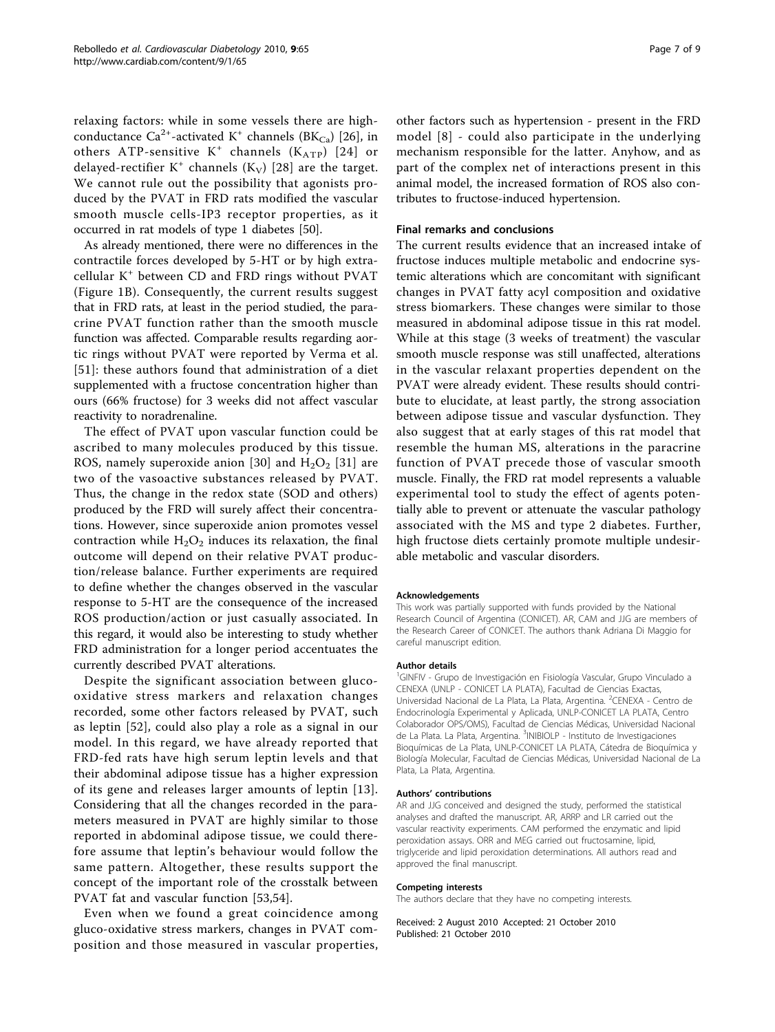relaxing factors: while in some vessels there are high-conductance $Ca^{2+}$-activated $K^+$ channels ($BK_{Ca}$) [26], in others ATP-sensitive $K^+$ channels ($K_{ATP}$) [24] or delayed-rectifier $K^+$ channels ($K_V$) [28] are the target. We cannot rule out the possibility that agonists produced by the PVAT in FRD rats modified the vascular smooth muscle cells-IP3 receptor properties, as it occurred in rat models of type 1 diabetes [50].

As already mentioned, there were no differences in the contractile forces developed by 5-HT or by high extracellular $K^+$ between CD and FRD rings without PVAT (Figure 1B). Consequently, the current results suggest that in FRD rats, at least in the period studied, the paracrine PVAT function rather than the smooth muscle function was affected. Comparable results regarding aortic rings without PVAT were reported by Verma et al. [51]: these authors found that administration of a diet supplemented with a fructose concentration higher than ours (66% fructose) for 3 weeks did not affect vascular reactivity to noradrenaline.

The effect of PVAT upon vascular function could be ascribed to many molecules produced by this tissue. ROS, namely superoxide anion [30] and $H_2O_2$ [31] are two of the vasoactive substances released by PVAT. Thus, the change in the redox state (SOD and others) produced by the FRD will surely affect their concentrations. However, since superoxide anion promotes vessel contraction while $H_2O_2$ induces its relaxation, the final outcome will depend on their relative PVAT production/release balance. Further experiments are required to define whether the changes observed in the vascular response to 5-HT are the consequence of the increased ROS production/action or just casually associated. In this regard, it would also be interesting to study whether FRD administration for a longer period accentuates the currently described PVAT alterations.

Despite the significant association between gluco-oxidative stress markers and relaxation changes recorded, some other factors released by PVAT, such as leptin [52], could also play a role as a signal in our model. In this regard, we have already reported that FRD-fed rats have high serum leptin levels and that their abdominal adipose tissue has a higher expression of its gene and releases larger amounts of leptin [13]. Considering that all the changes recorded in the parameters measured in PVAT are highly similar to those reported in abdominal adipose tissue, we could therefore assume that leptin's behaviour would follow the same pattern. Altogether, these results support the concept of the important role of the crosstalk between PVAT fat and vascular function [53,54].

Even when we found a great coincidence among gluco-oxidative stress markers, changes in PVAT composition and those measured in vascular properties, other factors such as hypertension - present in the FRD model [8] - could also participate in the underlying mechanism responsible for the latter. Anyhow, and as part of the complex net of interactions present in this animal model, the increased formation of ROS also contributes to fructose-induced hypertension.

### Final remarks and conclusions

The current results evidence that an increased intake of fructose induces multiple metabolic and endocrine systemic alterations which are concomitant with significant changes in PVAT fatty acyl composition and oxidative stress biomarkers. These changes were similar to those measured in abdominal adipose tissue in this rat model. While at this stage (3 weeks of treatment) the vascular smooth muscle response was still unaffected, alterations in the vascular relaxant properties dependent on the PVAT were already evident. These results should contribute to elucidate, at least partly, the strong association between adipose tissue and vascular dysfunction. They also suggest that at early stages of this rat model that resemble the human MS, alterations in the paracrine function of PVAT precede those of vascular smooth muscle. Finally, the FRD rat model represents a valuable experimental tool to study the effect of agents potentially able to prevent or attenuate the vascular pathology associated with the MS and type 2 diabetes. Further, high fructose diets certainly promote multiple undesirable metabolic and vascular disorders.

#### Acknowledgements

This work was partially supported with funds provided by the National Research Council of Argentina (CONICET). AR, CAM and JJG are members of the Research Career of CONICET. The authors thank Adriana Di Maggio for careful manuscript edition.

#### Author details

[1]GINFIV - Grupo de Investigación en Fisiología Vascular, Grupo Vinculado a CENEXA (UNLP - CONICET LA PLATA), Facultad de Ciencias Exactas, Universidad Nacional de La Plata, La Plata, Argentina. [2]CENEXA - Centro de Endocrinología Experimental y Aplicada, UNLP-CONICET LA PLATA, Centro Colaborador OPS/OMS), Facultad de Ciencias Médicas, Universidad Nacional de La Plata. La Plata, Argentina. [3]INIBIOLP - Instituto de Investigaciones Bioquímicas de La Plata, UNLP-CONICET LA PLATA, Cátedra de Bioquímica y Biología Molecular, Facultad de Ciencias Médicas, Universidad Nacional de La Plata, La Plata, Argentina.

#### Authors' contributions

AR and JJG conceived and designed the study, performed the statistical analyses and drafted the manuscript. AR, ARRP and LR carried out the vascular reactivity experiments. CAM performed the enzymatic and lipid peroxidation assays. ORR and MEG carried out fructosamine, lipid, triglyceride and lipid peroxidation determinations. All authors read and approved the final manuscript.

#### Competing interests

The authors declare that they have no competing interests.

Received: 2 August 2010 Accepted: 21 October 2010
Published: 21 October 2010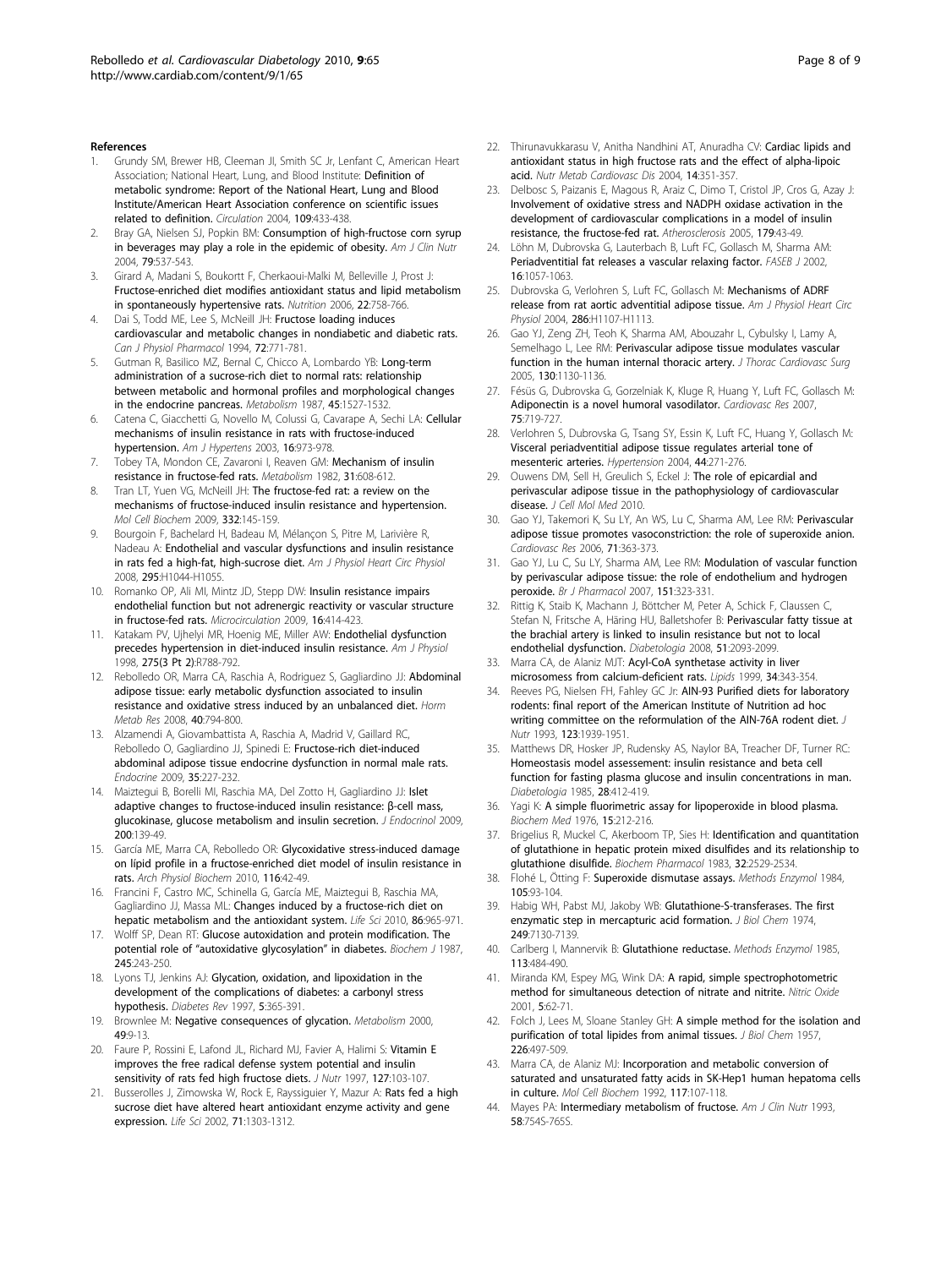## References

1. Grundy SM, Brewer HB, Cleeman JI, Smith SC Jr, Lenfant C, American Heart Association; National Heart, Lung, and Blood Institute: **Definition of metabolic syndrome: Report of the National Heart, Lung and Blood Institute/American Heart Association conference on scientific issues related to definition.** *Circulation* 2004, **109**:433-438.
2. Bray GA, Nielsen SJ, Popkin BM: **Consumption of high-fructose corn syrup in beverages may play a role in the epidemic of obesity.** *Am J Clin Nutr* 2004, **79**:537-543.
3. Girard A, Madani S, Boukortt F, Cherkaoui-Malki M, Belleville J, Prost J: **Fructose-enriched diet modifies antioxidant status and lipid metabolism in spontaneously hypertensive rats.** *Nutrition* 2006, **22**:758-766.
4. Dai S, Todd ME, Lee S, McNeill JH: **Fructose loading induces cardiovascular and metabolic changes in nondiabetic and diabetic rats.** *Can J Physiol Pharmacol* 1994, **72**:771-781.
5. Gutman R, Basilico MZ, Bernal C, Chicco A, Lombardo YB: **Long-term administration of a sucrose-rich diet to normal rats: relationship between metabolic and hormonal profiles and morphological changes in the endocrine pancreas.** *Metabolism* 1987, **45**:1527-1532.
6. Catena C, Giacchetti G, Novello M, Colussi G, Cavarape A, Sechi LA: **Cellular mechanisms of insulin resistance in rats with fructose-induced hypertension.** *Am J Hypertens* 2003, **16**:973-978.
7. Tobey TA, Mondon CE, Zavaroni I, Reaven GM: **Mechanism of insulin resistance in fructose-fed rats.** *Metabolism* 1982, **31**:608-612.
8. Tran LT, Yuen VG, McNeill JH: **The fructose-fed rat: a review on the mechanisms of fructose-induced insulin resistance and hypertension.** *Mol Cell Biochem* 2009, **332**:145-159.
9. Bourgoin F, Bachelard H, Badeau M, Mélançon S, Pitre M, Larivière R, Nadeau A: **Endothelial and vascular dysfunctions and insulin resistance in rats fed a high-fat, high-sucrose diet.** *Am J Physiol Heart Circ Physiol* 2008, **295**:H1044-H1055.
10. Romanko OP, Ali MI, Mintz JD, Stepp DW: **Insulin resistance impairs endothelial function but not adrenergic reactivity or vascular structure in fructose-fed rats.** *Microcirculation* 2009, **16**:414-423.
11. Katakam PV, Ujhelyi MR, Hoenig ME, Miller AW: **Endothelial dysfunction precedes hypertension in diet-induced insulin resistance.** *Am J Physiol* 1998, **275(3 Pt 2)**:R788-792.
12. Rebolledo OR, Marra CA, Raschia A, Rodriguez S, Gagliardino JJ: **Abdominal adipose tissue: early metabolic dysfunction associated to insulin resistance and oxidative stress induced by an unbalanced diet.** *Horm Metab Res* 2008, **40**:794-800.
13. Alzamendi A, Giovambattista A, Raschia A, Madrid V, Gaillard RC, Rebolledo O, Gagliardino JJ, Spinedi E: **Fructose-rich diet-induced abdominal adipose tissue endocrine dysfunction in normal male rats.** *Endocrine* 2009, **35**:227-232.
14. Maiztegui B, Borelli MI, Raschia MA, Del Zotto H, Gagliardino JJ: **Islet adaptive changes to fructose-induced insulin resistance: β-cell mass, glucokinase, glucose metabolism and insulin secretion.** *J Endocrinol* 2009, **200**:139-49.
15. García ME, Marra CA, Rebolledo OR: **Glycoxidative stress-induced damage on lípid profile in a fructose-enriched diet model of insulin resistance in rats.** *Arch Physiol Biochem* 2010, **116**:42-49.
16. Francini F, Castro MC, Schinella G, García ME, Maiztegui B, Raschia MA, Gagliardino JJ, Massa ML: **Changes induced by a fructose-rich diet on hepatic metabolism and the antioxidant system.** *Life Sci* 2010, **86**:965-971.
17. Wolff SP, Dean RT: **Glucose autoxidation and protein modification. The potential role of "autoxidative glycosylation" in diabetes.** *Biochem J* 1987, **245**:243-250.
18. Lyons TJ, Jenkins AJ: **Glycation, oxidation, and lipoxidation in the development of the complications of diabetes: a carbonyl stress hypothesis.** *Diabetes Rev* 1997, **5**:365-391.
19. Brownlee M: **Negative consequences of glycation.** *Metabolism* 2000, **49**:9-13.
20. Faure P, Rossini E, Lafond JL, Richard MJ, Favier A, Halimi S: **Vitamin E improves the free radical defense system potential and insulin sensitivity of rats fed high fructose diets.** *J Nutr* 1997, **127**:103-107.
21. Busserolles J, Zimowska W, Rock E, Rayssiguier Y, Mazur A: **Rats fed a high sucrose diet have altered heart antioxidant enzyme activity and gene expression.** *Life Sci* 2002, **71**:1303-1312.
22. Thirunavukkarasu V, Anitha Nandhini AT, Anuradha CV: **Cardiac lipids and antioxidant status in high fructose rats and the effect of alpha-lipoic acid.** *Nutr Metab Cardiovasc Dis* 2004, **14**:351-357.
23. Delbosc S, Paizanis E, Magous R, Araiz C, Dimo T, Cristol JP, Cros G, Azay J: **Involvement of oxidative stress and NADPH oxidase activation in the development of cardiovascular complications in a model of insulin resistance, the fructose-fed rat.** *Atherosclerosis* 2005, **179**:43-49.
24. Löhn M, Dubrovska G, Lauterbach B, Luft FC, Gollasch M, Sharma AM: **Periadventitial fat releases a vascular relaxing factor.** *FASEB J* 2002, **16**:1057-1063.
25. Dubrovska G, Verlohren S, Luft FC, Gollasch M: **Mechanisms of ADRF release from rat aortic adventitial adipose tissue.** *Am J Physiol Heart Circ Physiol* 2004, **286**:H1107-H1113.
26. Gao YJ, Zeng ZH, Teoh K, Sharma AM, Abouzahr L, Cybulsky I, Lamy A, Semelhago L, Lee RM: **Perivascular adipose tissue modulates vascular function in the human internal thoracic artery.** *J Thorac Cardiovasc Surg* 2005, **130**:1130-1136.
27. Fésüs G, Dubrovska G, Gorzelniak K, Kluge R, Huang Y, Luft FC, Gollasch M: **Adiponectin is a novel humoral vasodilator.** *Cardiovasc Res* 2007, **75**:719-727.
28. Verlohren S, Dubrovska G, Tsang SY, Essin K, Luft FC, Huang Y, Gollasch M: **Visceral periadventitial adipose tissue regulates arterial tone of mesenteric arteries.** *Hypertension* 2004, **44**:271-276.
29. Ouwens DM, Sell H, Greulich S, Eckel J: **The role of epicardial and perivascular adipose tissue in the pathophysiology of cardiovascular disease.** *J Cell Mol Med* 2010.
30. Gao YJ, Takemori K, Su LY, An WS, Lu C, Sharma AM, Lee RM: **Perivascular adipose tissue promotes vasoconstriction: the role of superoxide anion.** *Cardiovasc Res* 2006, **71**:363-373.
31. Gao YJ, Lu C, Su LY, Sharma AM, Lee RM: **Modulation of vascular function by perivascular adipose tissue: the role of endothelium and hydrogen peroxide.** *Br J Pharmacol* 2007, **151**:323-331.
32. Rittig K, Staib K, Machann J, Böttcher M, Peter A, Schick F, Claussen C, Stefan N, Fritsche A, Häring HU, Balletshofer B: **Perivascular fatty tissue at the brachial artery is linked to insulin resistance but not to local endothelial dysfunction.** *Diabetologia* 2008, **51**:2093-2099.
33. Marra CA, de Alaniz MJT: **Acyl-CoA synthetase activity in liver microsomess from calcium-deficient rats.** *Lipids* 1999, **34**:343-354.
34. Reeves PG, Nielsen FH, Fahley GC Jr: **AIN-93 Purified diets for laboratory rodents: final report of the American Institute of Nutrition ad hoc writing committee on the reformulation of the AIN-76A rodent diet.** *J Nutr* 1993, **123**:1939-1951.
35. Matthews DR, Hosker JP, Rudensky AS, Naylor BA, Treacher DF, Turner RC: **Homeostasis model assessement: insulin resistance and beta cell function for fasting plasma glucose and insulin concentrations in man.** *Diabetologia* 1985, **28**:412-419.
36. Yagi K: **A simple fluorimetric assay for lipoperoxide in blood plasma.** *Biochem Med* 1976, **15**:212-216.
37. Brigelius R, Muckel C, Akerboom TP, Sies H: **Identification and quantitation of glutathione in hepatic protein mixed disulfides and its relationship to glutathione disulfide.** *Biochem Pharmacol* 1983, **32**:2529-2534.
38. Flohé L, Ötting F: **Superoxide dismutase assays.** *Methods Enzymol* 1984, **105**:93-104.
39. Habig WH, Pabst MJ, Jakoby WB: **Glutathione-S-transferases. The first enzymatic step in mercapturic acid formation.** *J Biol Chem* 1974, **249**:7130-7139.
40. Carlberg I, Mannervik B: **Glutathione reductase.** *Methods Enzymol* 1985, **113**:484-490.
41. Miranda KM, Espey MG, Wink DA: **A rapid, simple spectrophotometric method for simultaneous detection of nitrate and nitrite.** *Nitric Oxide* 2001, **5**:62-71.
42. Folch J, Lees M, Sloane Stanley GH: **A simple method for the isolation and purification of total lipides from animal tissues.** *J Biol Chem* 1957, **226**:497-509.
43. Marra CA, de Alaniz MJ: **Incorporation and metabolic conversion of saturated and unsaturated fatty acids in SK-Hep1 human hepatoma cells in culture.** *Mol Cell Biochem* 1992, **117**:107-118.
44. Mayes PA: **Intermediary metabolism of fructose.** *Am J Clin Nutr* 1993, **58**:754S-765S.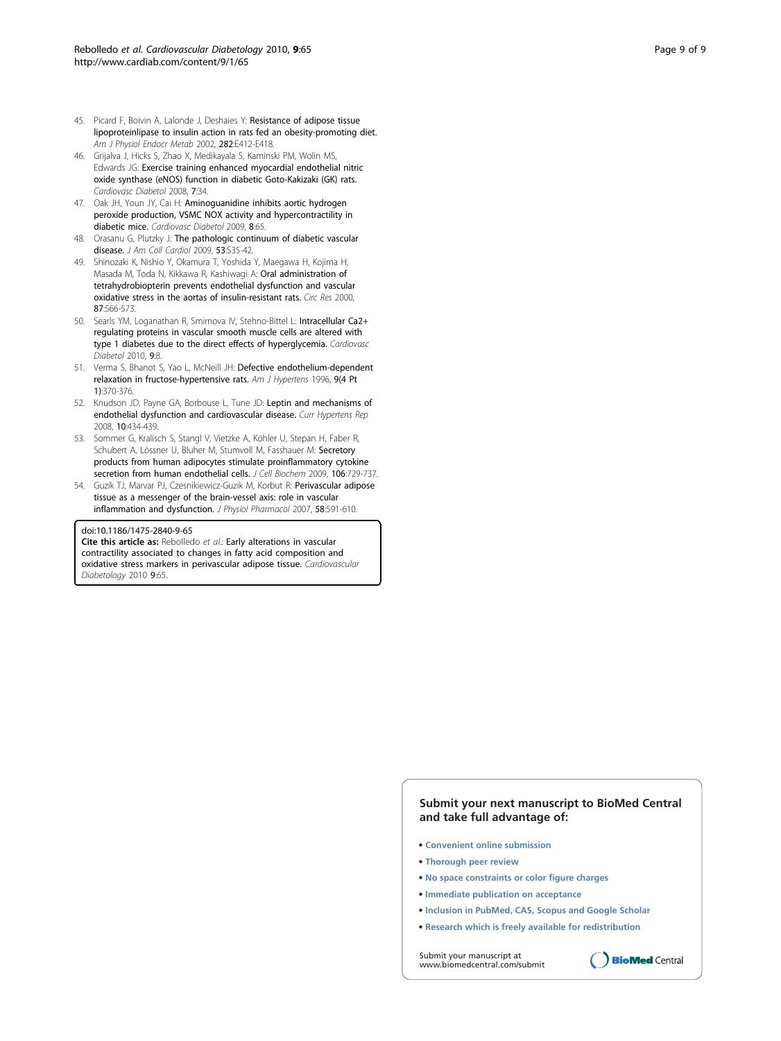45. Picard F, Boivin A, Lalonde J, Deshaies Y: **Resistance of adipose tissue lipoproteinlipase to insulin action in rats fed an obesity-promoting diet.** *Am J Physiol Endocr Metab* 2002, **282**:E412-E418.
46. Grijalva J, Hicks S, Zhao X, Medikayala S, Kaminski PM, Wolin MS, Edwards JG: **Exercise training enhanced myocardial endothelial nitric oxide synthase (eNOS) function in diabetic Goto-Kakizaki (GK) rats.** *Cardiovasc Diabetol* 2008, **7**:34.
47. Oak JH, Youn JY, Cai H: **Aminoguanidine inhibits aortic hydrogen peroxide production, VSMC NOX activity and hypercontractility in diabetic mice.** *Cardiovasc Diabetol* 2009, **8**:65.
48. Orasanu G, Plutzky J: **The pathologic continuum of diabetic vascular disease.** *J Am Coll Cardiol* 2009, **53**:S35-42.
49. Shinozaki K, Nishio Y, Okamura T, Yoshida Y, Maegawa H, Kojima H, Masada M, Toda N, Kikkawa R, Kashiwagi A: **Oral administration of tetrahydrobiopterin prevents endothelial dysfunction and vascular oxidative stress in the aortas of insulin-resistant rats.** *Circ Res* 2000, **87**:566-573.
50. Searls YM, Loganathan R, Smirnova IV, Stehno-Bittel L: **Intracellular Ca2+ regulating proteins in vascular smooth muscle cells are altered with type 1 diabetes due to the direct effects of hyperglycemia.** *Cardiovasc Diabetol* 2010, **9**:8.
51. Verma S, Bhanot S, Yao L, McNeill JH: **Defective endothelium-dependent relaxation in fructose-hypertensive rats.** *Am J Hypertens* 1996, **9**(4 Pt 1):370-376.
52. Knudson JD, Payne GA, Borbouse L, Tune JD: **Leptin and mechanisms of endothelial dysfunction and cardiovascular disease.** *Curr Hypertens Rep* 2008, **10**:434-439.
53. Sommer G, Kralisch S, Stangl V, Vietzke A, Köhler U, Stepan H, Faber R, Schubert A, Lössner U, Bluher M, Stumvoll M, Fasshauer M: **Secretory products from human adipocytes stimulate proinflammatory cytokine secretion from human endothelial cells.** *J Cell Biochem* 2009, **106**:729-737.
54. Guzik TJ, Marvar PJ, Czesnikiewicz-Guzik M, Korbut R: **Perivascular adipose tissue as a messenger of the brain-vessel axis: role in vascular inflammation and dysfunction.** *J Physiol Pharmacol* 2007, **58**:591-610.

doi:10.1186/1475-2840-9-65

**Cite this article as:** Rebolledo *et al.*: Early alterations in vascular contractility associated to changes in fatty acid composition and oxidative stress markers in perivascular adipose tissue. *Cardiovascular Diabetology* 2010 **9**:65.

**Submit your next manuscript to BioMed Central and take full advantage of:**

- Convenient online submission
- Thorough peer review
- No space constraints or color figure charges
- Immediate publication on acceptance
- Inclusion in PubMed, CAS, Scopus and Google Scholar
- Research which is freely available for redistribution

Submit your manuscript at www.biomedcentral.com/submit

BioMed Central